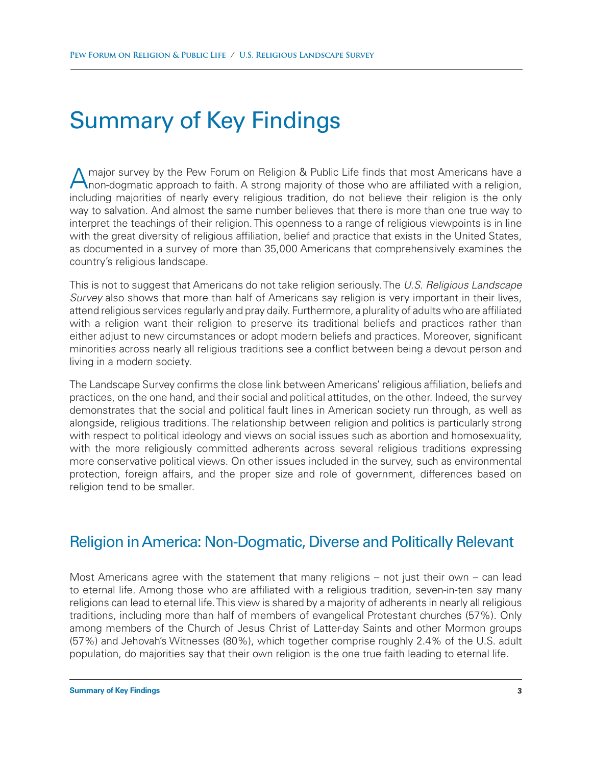# Summary of Key Findings

A major survey by the Pew Forum on Religion & Public Life finds that most Americans have a non-dogmatic approach to faith. A strong majority of those who are affiliated with a religion, including majorities of nearly every religious tradition, do not believe their religion is the only way to salvation. And almost the same number believes that there is more than one true way to interpret the teachings of their religion. This openness to a range of religious viewpoints is in line with the great diversity of religious affiliation, belief and practice that exists in the United States, as documented in a survey of more than 35,000 Americans that comprehensively examines the country's religious landscape.

This is not to suggest that Americans do not take religion seriously. The *U.S. Religious Landscape Survey* also shows that more than half of Americans say religion is very important in their lives, attend religious services regularly and pray daily. Furthermore, a plurality of adults who are affiliated with a religion want their religion to preserve its traditional beliefs and practices rather than either adjust to new circumstances or adopt modern beliefs and practices. Moreover, significant minorities across nearly all religious traditions see a conflict between being a devout person and living in a modern society.

The Landscape Survey confirms the close link between Americans' religious affiliation, beliefs and practices, on the one hand, and their social and political attitudes, on the other. Indeed, the survey demonstrates that the social and political fault lines in American society run through, as well as alongside, religious traditions. The relationship between religion and politics is particularly strong with respect to political ideology and views on social issues such as abortion and homosexuality, with the more religiously committed adherents across several religious traditions expressing more conservative political views. On other issues included in the survey, such as environmental protection, foreign affairs, and the proper size and role of government, differences based on religion tend to be smaller.

## Religion in America: Non-Dogmatic, Diverse and Politically Relevant

Most Americans agree with the statement that many religions – not just their own – can lead to eternal life. Among those who are affiliated with a religious tradition, seven-in-ten say many religions can lead to eternal life. This view is shared by a majority of adherents in nearly all religious traditions, including more than half of members of evangelical Protestant churches (57%). Only among members of the Church of Jesus Christ of Latter-day Saints and other Mormon groups (57%) and Jehovah's Witnesses (80%), which together comprise roughly 2.4% of the U.S. adult population, do majorities say that their own religion is the one true faith leading to eternal life.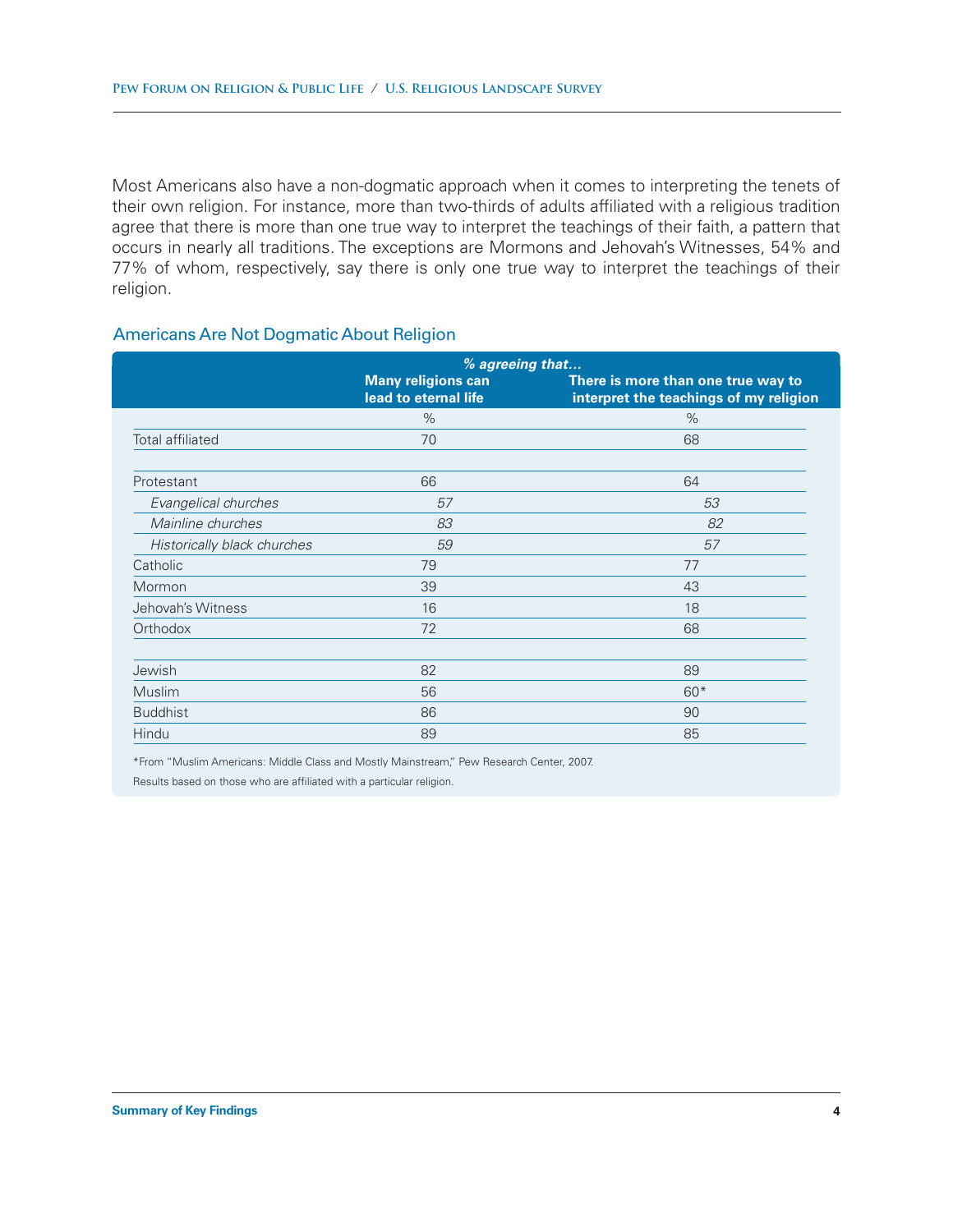Most Americans also have a non-dogmatic approach when it comes to interpreting the tenets of their own religion. For instance, more than two-thirds of adults affiliated with a religious tradition agree that there is more than one true way to interpret the teachings of their faith, a pattern that occurs in nearly all traditions. The exceptions are Mormons and Jehovah's Witnesses, 54% and 77% of whom, respectively, say there is only one true way to interpret the teachings of their religion.

### Americans Are Not Dogmatic About Religion

| | *% agreeing that...* | |
|---|---|---|
| | **Many religions can lead to eternal life** | **There is more than one true way to interpret the teachings of my religion** |
| | % | % |
| Total affiliated | 70 | 68 |
| | | |
| Protestant | 66 | 64 |
| *Evangelical churches* | *57* | *53* |
| *Mainline churches* | *83* | *82* |
| *Historically black churches* | *59* | *57* |
| Catholic | 79 | 77 |
| Mormon | 39 | 43 |
| Jehovah's Witness | 16 | 18 |
| Orthodox | 72 | 68 |
| | | |
| Jewish | 82 | 89 |
| Muslim | 56 | 60* |
| Buddhist | 86 | 90 |
| Hindu | 89 | 85 |

*From "Muslim Americans: Middle Class and Mostly Mainstream," Pew Research Center, 2007.

Results based on those who are affiliated with a particular religion.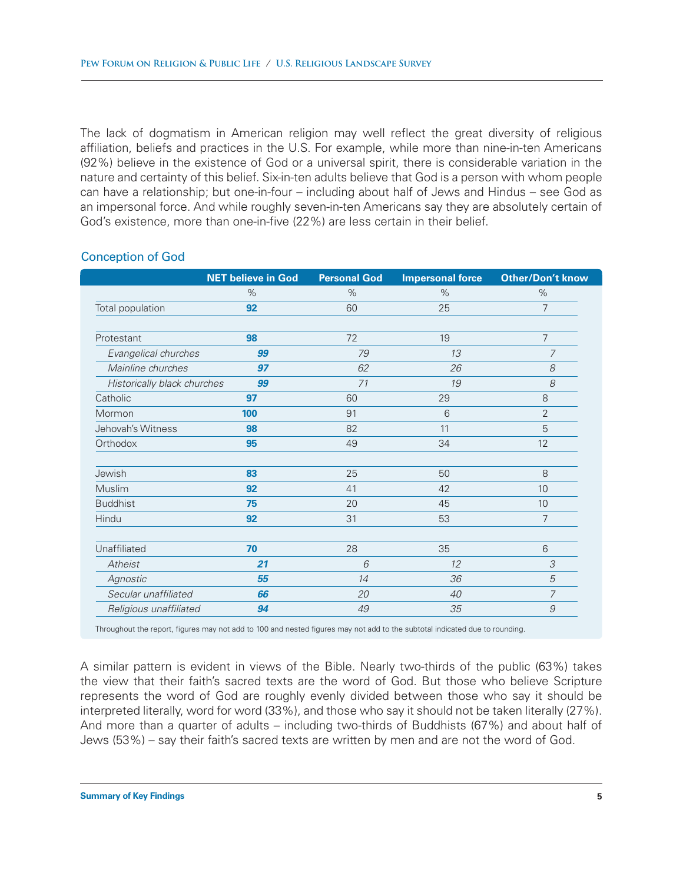The lack of dogmatism in American religion may well reflect the great diversity of religious affiliation, beliefs and practices in the U.S. For example, while more than nine-in-ten Americans (92%) believe in the existence of God or a universal spirit, there is considerable variation in the nature and certainty of this belief. Six-in-ten adults believe that God is a person with whom people can have a relationship; but one-in-four – including about half of Jews and Hindus – see God as an impersonal force. And while roughly seven-in-ten Americans say they are absolutely certain of God's existence, more than one-in-five (22%) are less certain in their belief.

## Conception of God

| | NET believe in God | Personal God | Impersonal force | Other/Don't know |
|---|---|---|---|---|
| | % | % | % | % |
| Total population | **92** | 60 | 25 | 7 |
| | | | | |
| Protestant | **98** | 72 | 19 | 7 |
| *Evangelical churches* | ***99*** | *79* | *13* | *7* |
| *Mainline churches* | ***97*** | *62* | *26* | *8* |
| *Historically black churches* | ***99*** | *71* | *19* | *8* |
| Catholic | **97** | 60 | 29 | 8 |
| Mormon | **100** | 91 | 6 | 2 |
| Jehovah's Witness | **98** | 82 | 11 | 5 |
| Orthodox | **95** | 49 | 34 | 12 |
| | | | | |
| Jewish | **83** | 25 | 50 | 8 |
| Muslim | **92** | 41 | 42 | 10 |
| Buddhist | **75** | 20 | 45 | 10 |
| Hindu | **92** | 31 | 53 | 7 |
| | | | | |
| Unaffiliated | **70** | 28 | 35 | 6 |
| *Atheist* | ***21*** | *6* | *12* | *3* |
| *Agnostic* | ***55*** | *14* | *36* | *5* |
| *Secular unaffiliated* | ***66*** | *20* | *40* | *7* |
| *Religious unaffiliated* | ***94*** | *49* | *35* | *9* |

Throughout the report, figures may not add to 100 and nested figures may not add to the subtotal indicated due to rounding.

A similar pattern is evident in views of the Bible. Nearly two-thirds of the public (63%) takes the view that their faith's sacred texts are the word of God. But those who believe Scripture represents the word of God are roughly evenly divided between those who say it should be interpreted literally, word for word (33%), and those who say it should not be taken literally (27%). And more than a quarter of adults – including two-thirds of Buddhists (67%) and about half of Jews (53%) – say their faith's sacred texts are written by men and are not the word of God.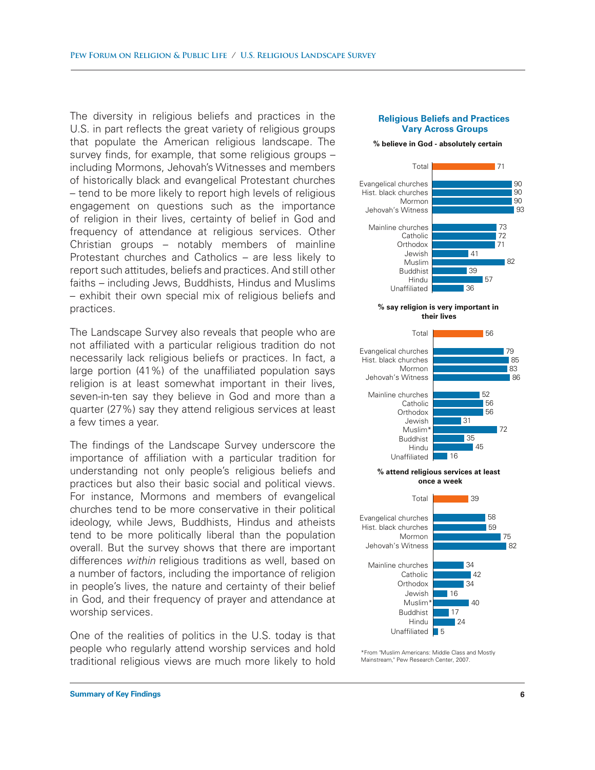The diversity in religious beliefs and practices in the U.S. in part reflects the great variety of religious groups that populate the American religious landscape. The survey finds, for example, that some religious groups – including Mormons, Jehovah's Witnesses and members of historically black and evangelical Protestant churches – tend to be more likely to report high levels of religious engagement on questions such as the importance of religion in their lives, certainty of belief in God and frequency of attendance at religious services. Other Christian groups – notably members of mainline Protestant churches and Catholics – are less likely to report such attitudes, beliefs and practices. And still other faiths – including Jews, Buddhists, Hindus and Muslims – exhibit their own special mix of religious beliefs and practices.

The Landscape Survey also reveals that people who are not affiliated with a particular religious tradition do not necessarily lack religious beliefs or practices. In fact, a large portion (41%) of the unaffiliated population says religion is at least somewhat important in their lives, seven-in-ten say they believe in God and more than a quarter (27%) say they attend religious services at least a few times a year.

The findings of the Landscape Survey underscore the importance of affiliation with a particular tradition for understanding not only people's religious beliefs and practices but also their basic social and political views. For instance, Mormons and members of evangelical churches tend to be more conservative in their political ideology, while Jews, Buddhists, Hindus and atheists tend to be more politically liberal than the population overall. But the survey shows that there are important differences *within* religious traditions as well, based on a number of factors, including the importance of religion in people's lives, the nature and certainty of their belief in God, and their frequency of prayer and attendance at worship services.

One of the realities of politics in the U.S. today is that people who regularly attend worship services and hold traditional religious views are much more likely to hold

### Religious Beliefs and Practices Vary Across Groups

| | % believe in God - absolutely certain | % say religion is very important in their lives | % attend religious services at least once a week |
|---|---|---|---|
| Total | 71 | 56 | 39 |
| Evangelical churches | 90 | 79 | 58 |
| Hist. black churches | 90 | 85 | 59 |
| Mormon | 90 | 83 | 75 |
| Jehovah's Witness | 93 | 86 | 82 |
| Mainline churches | 73 | 52 | 34 |
| Catholic | 72 | 56 | 42 |
| Orthodox | 71 | 56 | 34 |
| Jewish | 41 | 31 | 16 |
| Muslim | 82 | 72* | 40* |
| Buddhist | 39 | 35 | 17 |
| Hindu | 57 | 45 | 24 |
| Unaffiliated | 36 | 16 | 5 |

*From "Muslim Americans: Middle Class and Mostly Mainstream," Pew Research Center, 2007.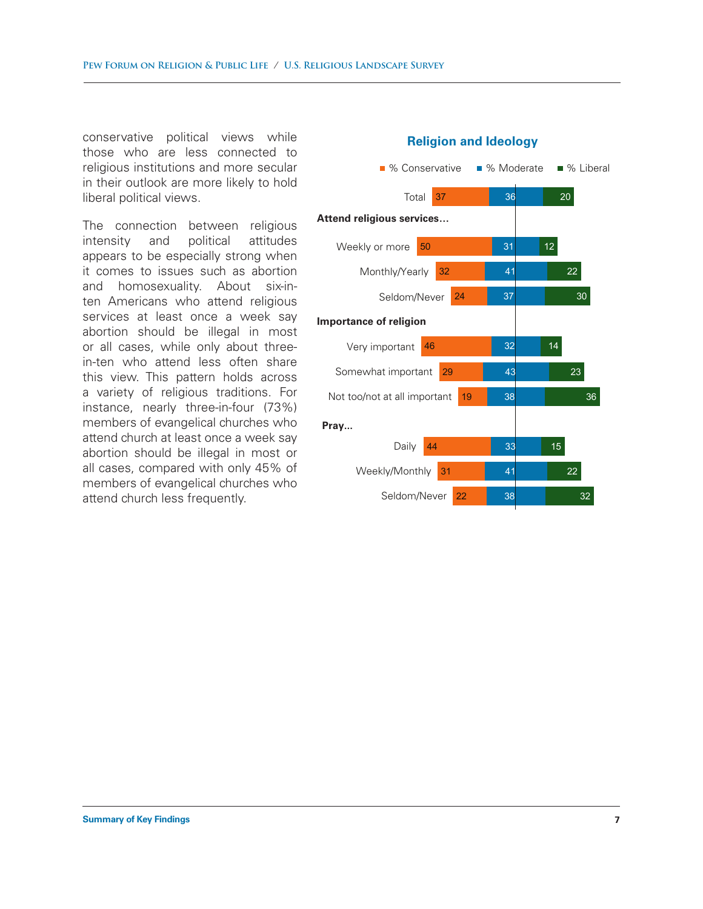conservative political views while those who are less connected to religious institutions and more secular in their outlook are more likely to hold liberal political views.

The connection between religious intensity and political attitudes appears to be especially strong when it comes to issues such as abortion and homosexuality. About six-in-ten Americans who attend religious services at least once a week say abortion should be illegal in most or all cases, while only about three-in-ten who attend less often share this view. This pattern holds across a variety of religious traditions. For instance, nearly three-in-four (73%) members of evangelical churches who attend church at least once a week say abortion should be illegal in most or all cases, compared with only 45% of members of evangelical churches who attend church less frequently.

**Religion and Ideology**

| | % Conservative | % Moderate | % Liberal |
|---|---|---|---|
| Total | 37 | 36 | 20 |
| **Attend religious services...** | | | |
| Weekly or more | 50 | 31 | 12 |
| Monthly/Yearly | 32 | 41 | 22 |
| Seldom/Never | 24 | 37 | 30 |
| **Importance of religion** | | | |
| Very important | 46 | 32 | 14 |
| Somewhat important | 29 | 43 | 23 |
| Not too/not at all important | 19 | 38 | 36 |
| **Pray...** | | | |
| Daily | 44 | 33 | 15 |
| Weekly/Monthly | 31 | 41 | 22 |
| Seldom/Never | 22 | 38 | 32 |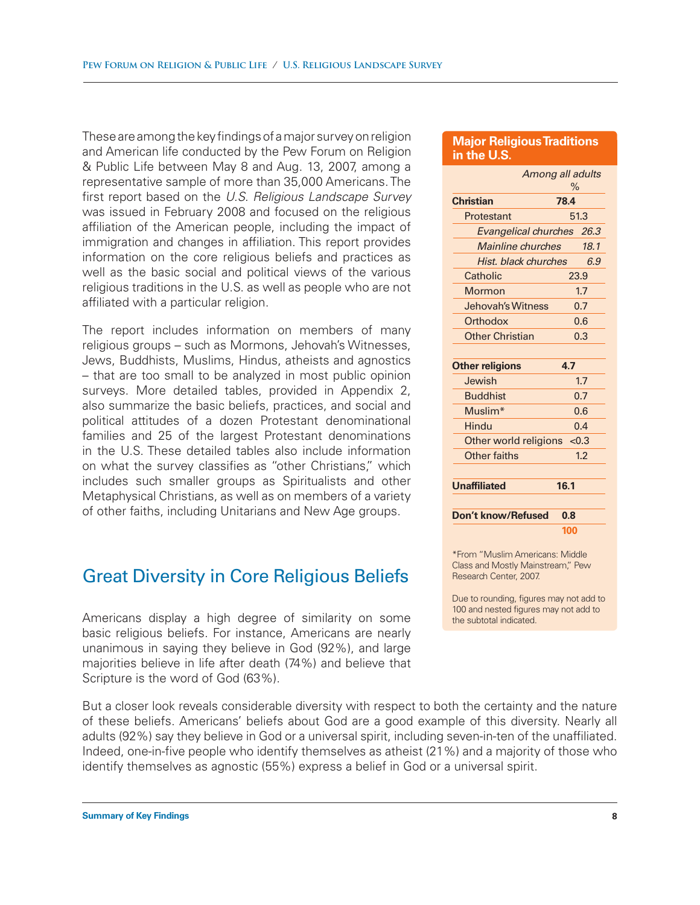These are among the key findings of a major survey on religion and American life conducted by the Pew Forum on Religion & Public Life between May 8 and Aug. 13, 2007, among a representative sample of more than 35,000 Americans. The first report based on the *U.S. Religious Landscape Survey* was issued in February 2008 and focused on the religious affiliation of the American people, including the impact of immigration and changes in affiliation. This report provides information on the core religious beliefs and practices as well as the basic social and political views of the various religious traditions in the U.S. as well as people who are not affiliated with a particular religion.

The report includes information on members of many religious groups – such as Mormons, Jehovah's Witnesses, Jews, Buddhists, Muslims, Hindus, atheists and agnostics – that are too small to be analyzed in most public opinion surveys. More detailed tables, provided in Appendix 2, also summarize the basic beliefs, practices, and social and political attitudes of a dozen Protestant denominational families and 25 of the largest Protestant denominations in the U.S. These detailed tables also include information on what the survey classifies as "other Christians," which includes such smaller groups as Spiritualists and other Metaphysical Christians, as well as on members of a variety of other faiths, including Unitarians and New Age groups.

**Major Religious Traditions in the U.S.**

| | *Among all adults* % |
|---|---|
| **Christian** | **78.4** |
| Protestant | 51.3 |
| *Evangelical churches* | *26.3* |
| *Mainline churches* | *18.1* |
| *Hist. black churches* | *6.9* |
| Catholic | 23.9 |
| Mormon | 1.7 |
| Jehovah's Witness | 0.7 |
| Orthodox | 0.6 |
| Other Christian | 0.3 |
| **Other religions** | **4.7** |
| Jewish | 1.7 |
| Buddhist | 0.7 |
| Muslim* | 0.6 |
| Hindu | 0.4 |
| Other world religions | <0.3 |
| Other faiths | 1.2 |
| **Unaffiliated** | **16.1** |
| **Don't know/Refused** | **0.8** |
| | **100** |

*From "Muslim Americans: Middle Class and Mostly Mainstream," Pew Research Center, 2007.

Due to rounding, figures may not add to 100 and nested figures may not add to the subtotal indicated.

## Great Diversity in Core Religious Beliefs

Americans display a high degree of similarity on some basic religious beliefs. For instance, Americans are nearly unanimous in saying they believe in God (92%), and large majorities believe in life after death (74%) and believe that Scripture is the word of God (63%).

But a closer look reveals considerable diversity with respect to both the certainty and the nature of these beliefs. Americans' beliefs about God are a good example of this diversity. Nearly all adults (92%) say they believe in God or a universal spirit, including seven-in-ten of the unaffiliated. Indeed, one-in-five people who identify themselves as atheist (21%) and a majority of those who identify themselves as agnostic (55%) express a belief in God or a universal spirit.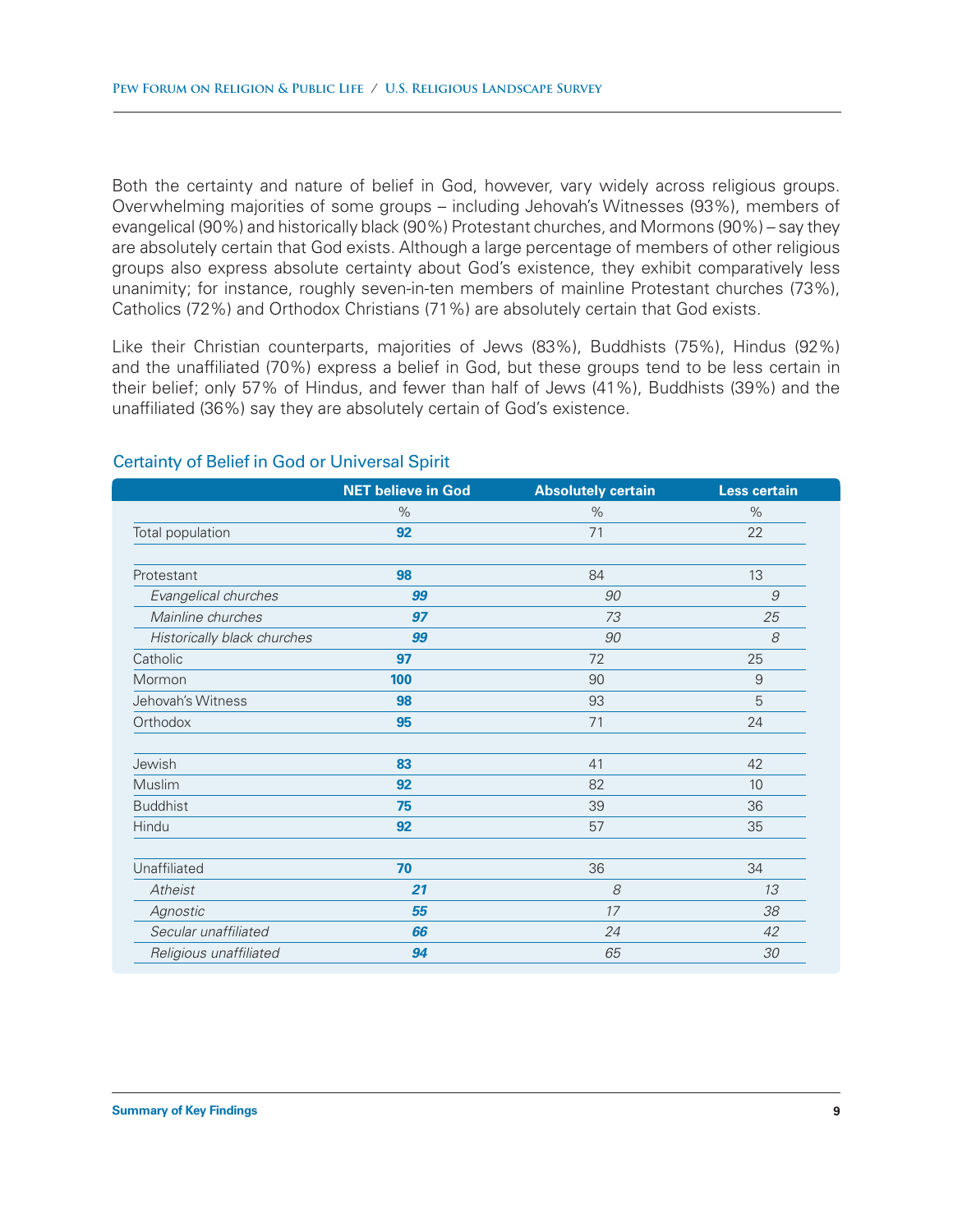Both the certainty and nature of belief in God, however, vary widely across religious groups. Overwhelming majorities of some groups – including Jehovah's Witnesses (93%), members of evangelical (90%) and historically black (90%) Protestant churches, and Mormons (90%) – say they are absolutely certain that God exists. Although a large percentage of members of other religious groups also express absolute certainty about God's existence, they exhibit comparatively less unanimity; for instance, roughly seven-in-ten members of mainline Protestant churches (73%), Catholics (72%) and Orthodox Christians (71%) are absolutely certain that God exists.

Like their Christian counterparts, majorities of Jews (83%), Buddhists (75%), Hindus (92%) and the unaffiliated (70%) express a belief in God, but these groups tend to be less certain in their belief; only 57% of Hindus, and fewer than half of Jews (41%), Buddhists (39%) and the unaffiliated (36%) say they are absolutely certain of God's existence.

### Certainty of Belief in God or Universal Spirit

| | NET believe in God | Absolutely certain | Less certain |
|---|---|---|---|
| | % | % | % |
| Total population | **92** | 71 | 22 |
| | | | |
| Protestant | **98** | 84 | 13 |
| *Evangelical churches* | ***99*** | *90* | *9* |
| *Mainline churches* | ***97*** | *73* | *25* |
| *Historically black churches* | ***99*** | *90* | *8* |
| Catholic | **97** | 72 | 25 |
| Mormon | **100** | 90 | 9 |
| Jehovah's Witness | **98** | 93 | 5 |
| Orthodox | **95** | 71 | 24 |
| | | | |
| Jewish | **83** | 41 | 42 |
| Muslim | **92** | 82 | 10 |
| Buddhist | **75** | 39 | 36 |
| Hindu | **92** | 57 | 35 |
| | | | |
| Unaffiliated | **70** | 36 | 34 |
| *Atheist* | ***21*** | *8* | *13* |
| *Agnostic* | ***55*** | *17* | *38* |
| *Secular unaffiliated* | ***66*** | *24* | *42* |
| *Religious unaffiliated* | ***94*** | *65* | *30* |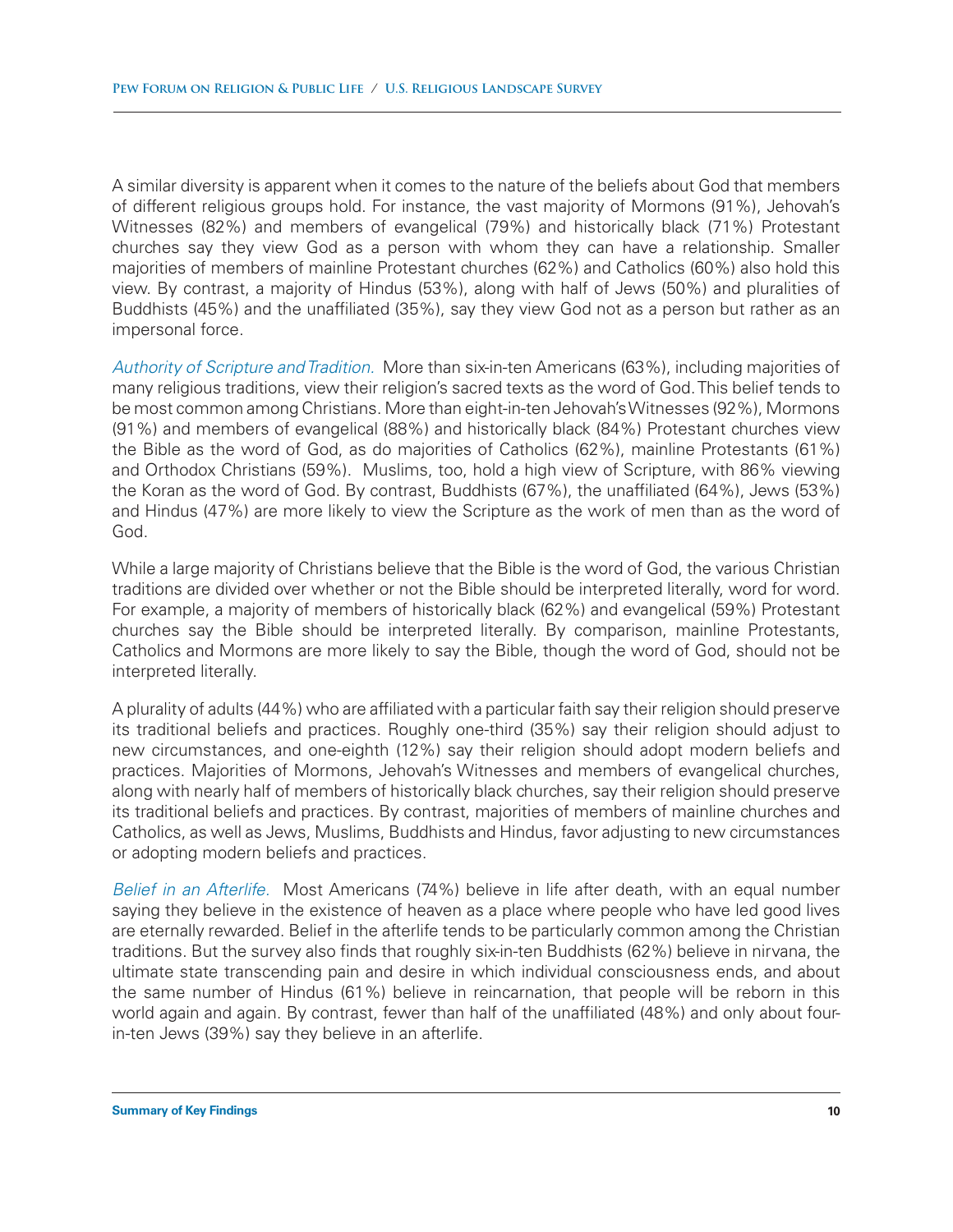A similar diversity is apparent when it comes to the nature of the beliefs about God that members of different religious groups hold. For instance, the vast majority of Mormons (91%), Jehovah's Witnesses (82%) and members of evangelical (79%) and historically black (71%) Protestant churches say they view God as a person with whom they can have a relationship. Smaller majorities of members of mainline Protestant churches (62%) and Catholics (60%) also hold this view. By contrast, a majority of Hindus (53%), along with half of Jews (50%) and pluralities of Buddhists (45%) and the unaffiliated (35%), say they view God not as a person but rather as an impersonal force.

*Authority of Scripture and Tradition.* More than six-in-ten Americans (63%), including majorities of many religious traditions, view their religion's sacred texts as the word of God. This belief tends to be most common among Christians. More than eight-in-ten Jehovah's Witnesses (92%), Mormons (91%) and members of evangelical (88%) and historically black (84%) Protestant churches view the Bible as the word of God, as do majorities of Catholics (62%), mainline Protestants (61%) and Orthodox Christians (59%). Muslims, too, hold a high view of Scripture, with 86% viewing the Koran as the word of God. By contrast, Buddhists (67%), the unaffiliated (64%), Jews (53%) and Hindus (47%) are more likely to view the Scripture as the work of men than as the word of God.

While a large majority of Christians believe that the Bible is the word of God, the various Christian traditions are divided over whether or not the Bible should be interpreted literally, word for word. For example, a majority of members of historically black (62%) and evangelical (59%) Protestant churches say the Bible should be interpreted literally. By comparison, mainline Protestants, Catholics and Mormons are more likely to say the Bible, though the word of God, should not be interpreted literally.

A plurality of adults (44%) who are affiliated with a particular faith say their religion should preserve its traditional beliefs and practices. Roughly one-third (35%) say their religion should adjust to new circumstances, and one-eighth (12%) say their religion should adopt modern beliefs and practices. Majorities of Mormons, Jehovah's Witnesses and members of evangelical churches, along with nearly half of members of historically black churches, say their religion should preserve its traditional beliefs and practices. By contrast, majorities of members of mainline churches and Catholics, as well as Jews, Muslims, Buddhists and Hindus, favor adjusting to new circumstances or adopting modern beliefs and practices.

*Belief in an Afterlife.* Most Americans (74%) believe in life after death, with an equal number saying they believe in the existence of heaven as a place where people who have led good lives are eternally rewarded. Belief in the afterlife tends to be particularly common among the Christian traditions. But the survey also finds that roughly six-in-ten Buddhists (62%) believe in nirvana, the ultimate state transcending pain and desire in which individual consciousness ends, and about the same number of Hindus (61%) believe in reincarnation, that people will be reborn in this world again and again. By contrast, fewer than half of the unaffiliated (48%) and only about four-in-ten Jews (39%) say they believe in an afterlife.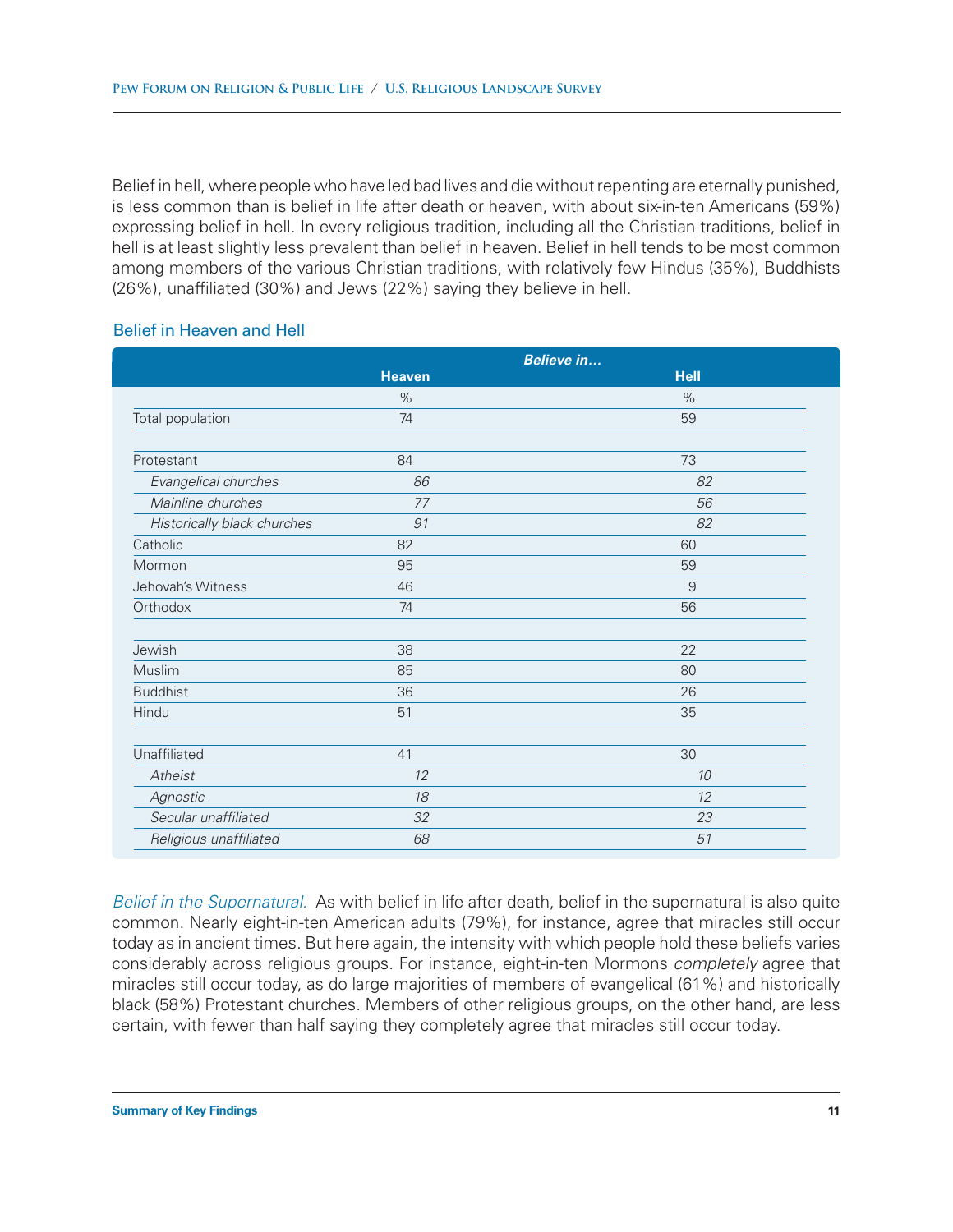Belief in hell, where people who have led bad lives and die without repenting are eternally punished, is less common than is belief in life after death or heaven, with about six-in-ten Americans (59%) expressing belief in hell. In every religious tradition, including all the Christian traditions, belief in hell is at least slightly less prevalent than belief in heaven. Belief in hell tends to be most common among members of the various Christian traditions, with relatively few Hindus (35%), Buddhists (26%), unaffiliated (30%) and Jews (22%) saying they believe in hell.

### Belief in Heaven and Hell

| | ***Believe in…*** | |
|---|---|---|
| | **Heaven** | **Hell** |
| | % | % |
| Total population | 74 | 59 |
| | | |
| Protestant | 84 | 73 |
| *Evangelical churches* | *86* | *82* |
| *Mainline churches* | *77* | *56* |
| *Historically black churches* | *91* | *82* |
| Catholic | 82 | 60 |
| Mormon | 95 | 59 |
| Jehovah's Witness | 46 | 9 |
| Orthodox | 74 | 56 |
| | | |
| Jewish | 38 | 22 |
| Muslim | 85 | 80 |
| Buddhist | 36 | 26 |
| Hindu | 51 | 35 |
| | | |
| Unaffiliated | 41 | 30 |
| *Atheist* | *12* | *10* |
| *Agnostic* | *18* | *12* |
| *Secular unaffiliated* | *32* | *23* |
| *Religious unaffiliated* | *68* | *51* |

*Belief in the Supernatural.* As with belief in life after death, belief in the supernatural is also quite common. Nearly eight-in-ten American adults (79%), for instance, agree that miracles still occur today as in ancient times. But here again, the intensity with which people hold these beliefs varies considerably across religious groups. For instance, eight-in-ten Mormons *completely* agree that miracles still occur today, as do large majorities of members of evangelical (61%) and historically black (58%) Protestant churches. Members of other religious groups, on the other hand, are less certain, with fewer than half saying they completely agree that miracles still occur today.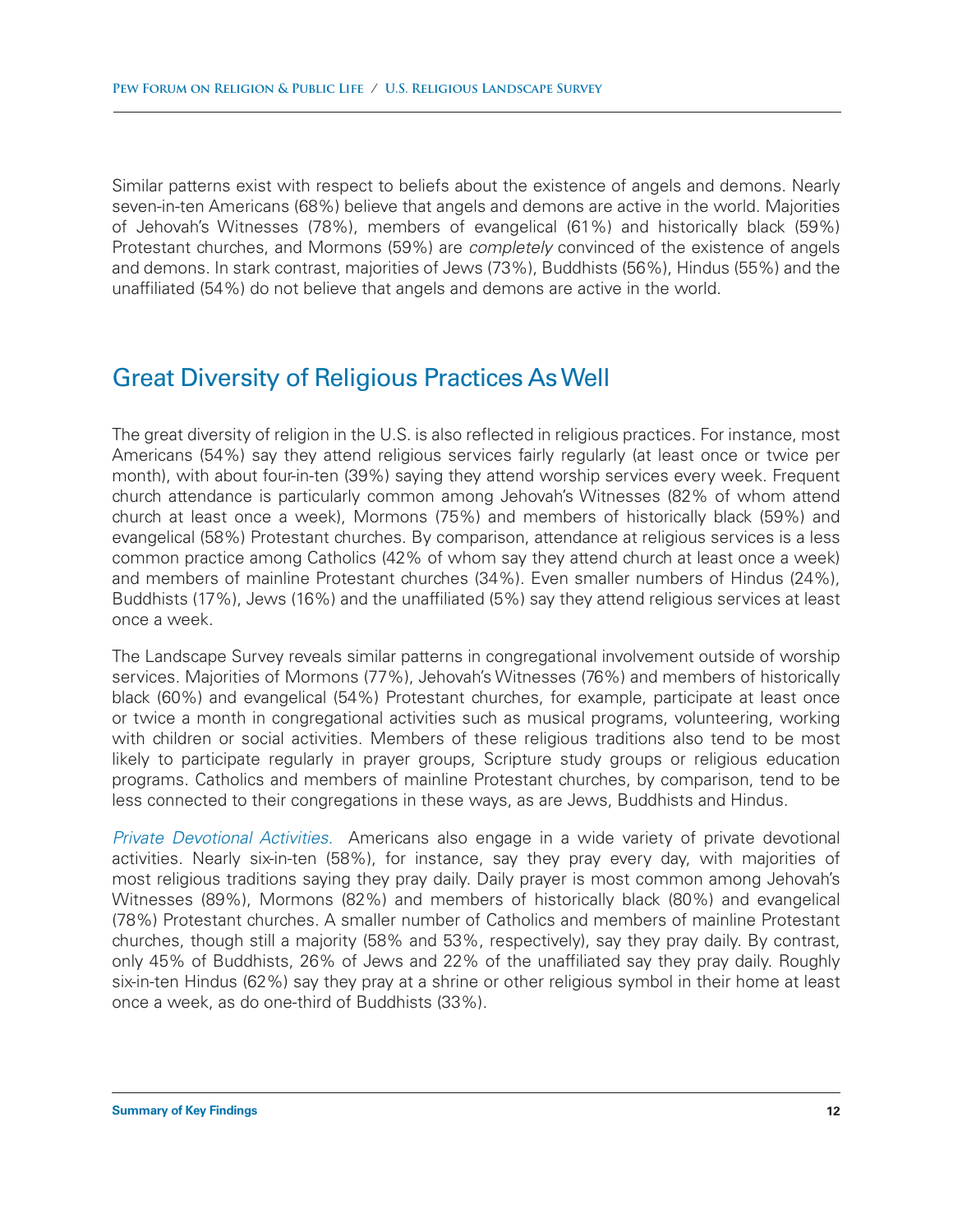Similar patterns exist with respect to beliefs about the existence of angels and demons. Nearly seven-in-ten Americans (68%) believe that angels and demons are active in the world. Majorities of Jehovah's Witnesses (78%), members of evangelical (61%) and historically black (59%) Protestant churches, and Mormons (59%) are *completely* convinced of the existence of angels and demons. In stark contrast, majorities of Jews (73%), Buddhists (56%), Hindus (55%) and the unaffiliated (54%) do not believe that angels and demons are active in the world.

## Great Diversity of Religious Practices As Well

The great diversity of religion in the U.S. is also reflected in religious practices. For instance, most Americans (54%) say they attend religious services fairly regularly (at least once or twice per month), with about four-in-ten (39%) saying they attend worship services every week. Frequent church attendance is particularly common among Jehovah's Witnesses (82% of whom attend church at least once a week), Mormons (75%) and members of historically black (59%) and evangelical (58%) Protestant churches. By comparison, attendance at religious services is a less common practice among Catholics (42% of whom say they attend church at least once a week) and members of mainline Protestant churches (34%). Even smaller numbers of Hindus (24%), Buddhists (17%), Jews (16%) and the unaffiliated (5%) say they attend religious services at least once a week.

The Landscape Survey reveals similar patterns in congregational involvement outside of worship services. Majorities of Mormons (77%), Jehovah's Witnesses (76%) and members of historically black (60%) and evangelical (54%) Protestant churches, for example, participate at least once or twice a month in congregational activities such as musical programs, volunteering, working with children or social activities. Members of these religious traditions also tend to be most likely to participate regularly in prayer groups, Scripture study groups or religious education programs. Catholics and members of mainline Protestant churches, by comparison, tend to be less connected to their congregations in these ways, as are Jews, Buddhists and Hindus.

*Private Devotional Activities.* Americans also engage in a wide variety of private devotional activities. Nearly six-in-ten (58%), for instance, say they pray every day, with majorities of most religious traditions saying they pray daily. Daily prayer is most common among Jehovah's Witnesses (89%), Mormons (82%) and members of historically black (80%) and evangelical (78%) Protestant churches. A smaller number of Catholics and members of mainline Protestant churches, though still a majority (58% and 53%, respectively), say they pray daily. By contrast, only 45% of Buddhists, 26% of Jews and 22% of the unaffiliated say they pray daily. Roughly six-in-ten Hindus (62%) say they pray at a shrine or other religious symbol in their home at least once a week, as do one-third of Buddhists (33%).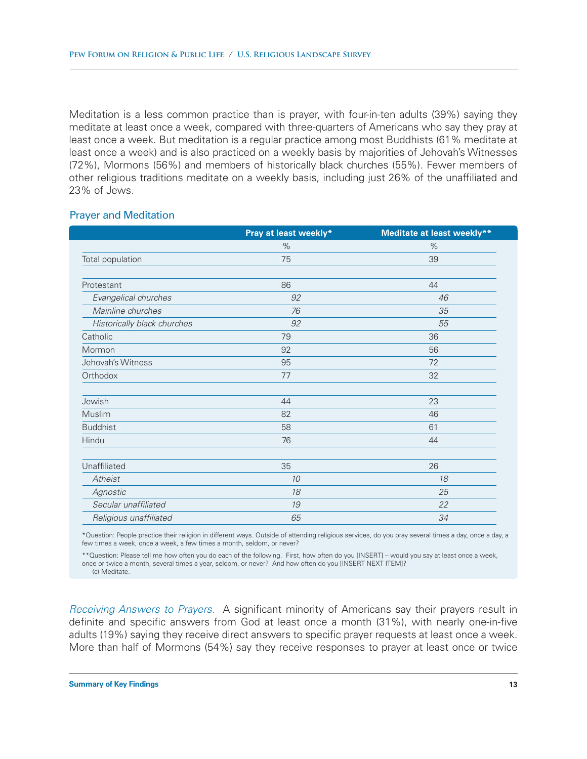Meditation is a less common practice than is prayer, with four-in-ten adults (39%) saying they meditate at least once a week, compared with three-quarters of Americans who say they pray at least once a week. But meditation is a regular practice among most Buddhists (61% meditate at least once a week) and is also practiced on a weekly basis by majorities of Jehovah's Witnesses (72%), Mormons (56%) and members of historically black churches (55%). Fewer members of other religious traditions meditate on a weekly basis, including just 26% of the unaffiliated and 23% of Jews.

### Prayer and Meditation

| | Pray at least weekly* | Meditate at least weekly** |
|---|---|---|
| | % | % |
| Total population | 75 | 39 |
| | | |
| Protestant | 86 | 44 |
| *Evangelical churches* | *92* | *46* |
| *Mainline churches* | *76* | *35* |
| *Historically black churches* | *92* | *55* |
| Catholic | 79 | 36 |
| Mormon | 92 | 56 |
| Jehovah's Witness | 95 | 72 |
| Orthodox | 77 | 32 |
| | | |
| Jewish | 44 | 23 |
| Muslim | 82 | 46 |
| Buddhist | 58 | 61 |
| Hindu | 76 | 44 |
| | | |
| Unaffiliated | 35 | 26 |
| *Atheist* | *10* | *18* |
| *Agnostic* | *18* | *25* |
| *Secular unaffiliated* | *19* | *22* |
| *Religious unaffiliated* | *65* | *34* |

*Question: People practice their religion in different ways. Outside of attending religious services, do you pray several times a day, once a day, a few times a week, once a week, a few times a month, seldom, or never?

**Question: Please tell me how often you do each of the following. First, how often do you [INSERT] – would you say at least once a week, once or twice a month, several times a year, seldom, or never? And how often do you [INSERT NEXT ITEM]?
(c) Meditate.

*Receiving Answers to Prayers.* A significant minority of Americans say their prayers result in definite and specific answers from God at least once a month (31%), with nearly one-in-five adults (19%) saying they receive direct answers to specific prayer requests at least once a week. More than half of Mormons (54%) say they receive responses to prayer at least once or twice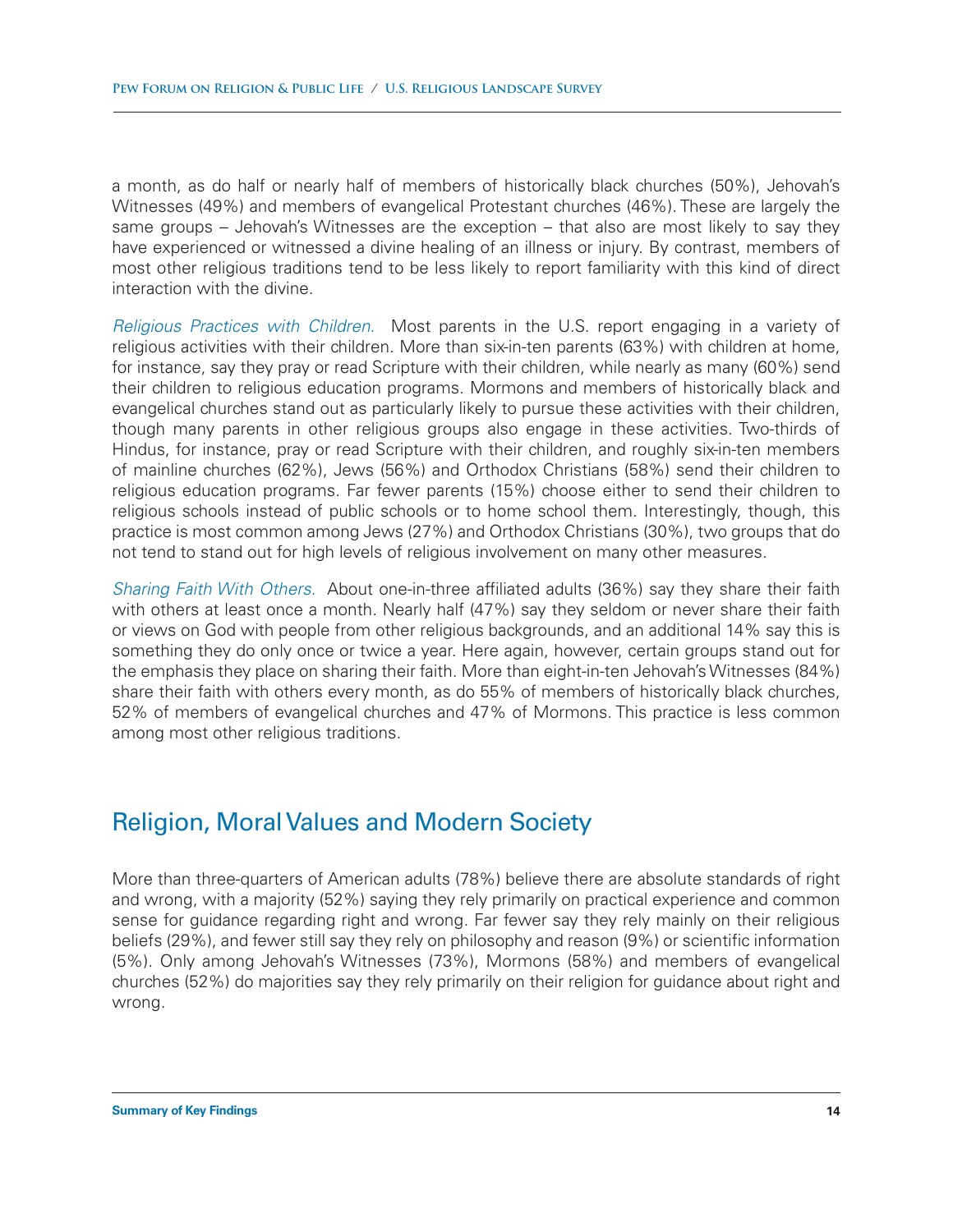a month, as do half or nearly half of members of historically black churches (50%), Jehovah's Witnesses (49%) and members of evangelical Protestant churches (46%). These are largely the same groups – Jehovah's Witnesses are the exception – that also are most likely to say they have experienced or witnessed a divine healing of an illness or injury. By contrast, members of most other religious traditions tend to be less likely to report familiarity with this kind of direct interaction with the divine.

*Religious Practices with Children.* Most parents in the U.S. report engaging in a variety of religious activities with their children. More than six-in-ten parents (63%) with children at home, for instance, say they pray or read Scripture with their children, while nearly as many (60%) send their children to religious education programs. Mormons and members of historically black and evangelical churches stand out as particularly likely to pursue these activities with their children, though many parents in other religious groups also engage in these activities. Two-thirds of Hindus, for instance, pray or read Scripture with their children, and roughly six-in-ten members of mainline churches (62%), Jews (56%) and Orthodox Christians (58%) send their children to religious education programs. Far fewer parents (15%) choose either to send their children to religious schools instead of public schools or to home school them. Interestingly, though, this practice is most common among Jews (27%) and Orthodox Christians (30%), two groups that do not tend to stand out for high levels of religious involvement on many other measures.

*Sharing Faith With Others.* About one-in-three affiliated adults (36%) say they share their faith with others at least once a month. Nearly half (47%) say they seldom or never share their faith or views on God with people from other religious backgrounds, and an additional 14% say this is something they do only once or twice a year. Here again, however, certain groups stand out for the emphasis they place on sharing their faith. More than eight-in-ten Jehovah's Witnesses (84%) share their faith with others every month, as do 55% of members of historically black churches, 52% of members of evangelical churches and 47% of Mormons. This practice is less common among most other religious traditions.

## Religion, Moral Values and Modern Society

More than three-quarters of American adults (78%) believe there are absolute standards of right and wrong, with a majority (52%) saying they rely primarily on practical experience and common sense for guidance regarding right and wrong. Far fewer say they rely mainly on their religious beliefs (29%), and fewer still say they rely on philosophy and reason (9%) or scientific information (5%). Only among Jehovah's Witnesses (73%), Mormons (58%) and members of evangelical churches (52%) do majorities say they rely primarily on their religion for guidance about right and wrong.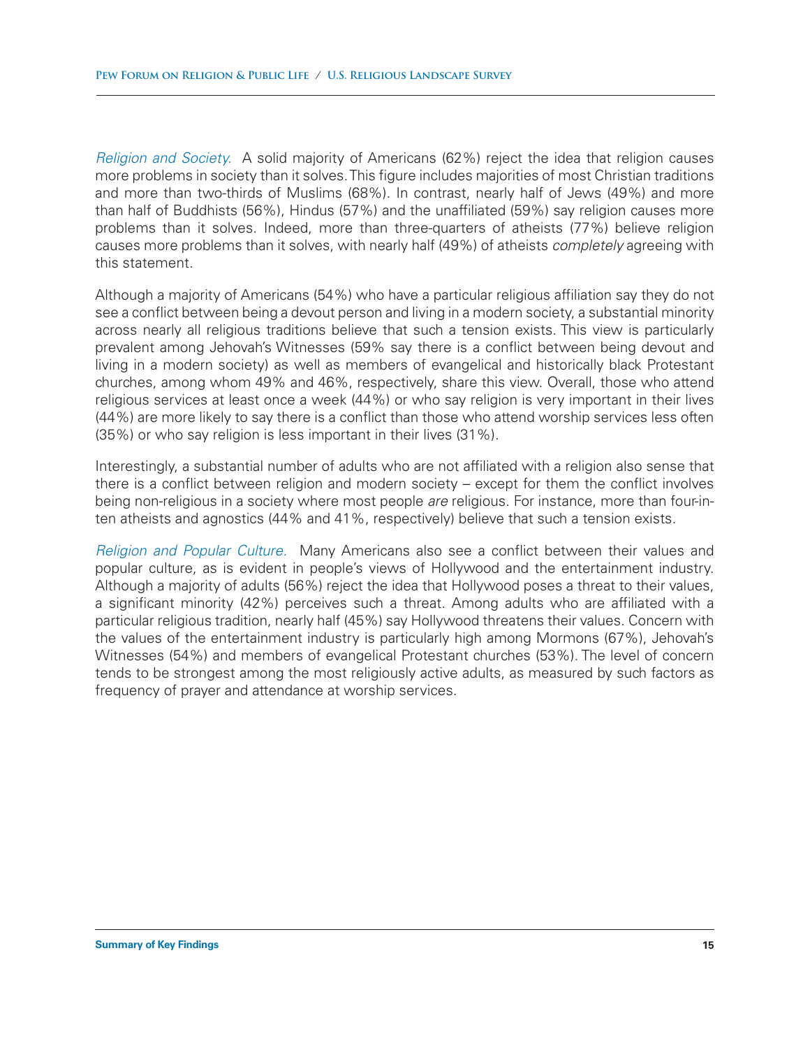*Religion and Society.* A solid majority of Americans (62%) reject the idea that religion causes more problems in society than it solves. This figure includes majorities of most Christian traditions and more than two-thirds of Muslims (68%). In contrast, nearly half of Jews (49%) and more than half of Buddhists (56%), Hindus (57%) and the unaffiliated (59%) say religion causes more problems than it solves. Indeed, more than three-quarters of atheists (77%) believe religion causes more problems than it solves, with nearly half (49%) of atheists *completely* agreeing with this statement.

Although a majority of Americans (54%) who have a particular religious affiliation say they do not see a conflict between being a devout person and living in a modern society, a substantial minority across nearly all religious traditions believe that such a tension exists. This view is particularly prevalent among Jehovah's Witnesses (59% say there is a conflict between being devout and living in a modern society) as well as members of evangelical and historically black Protestant churches, among whom 49% and 46%, respectively, share this view. Overall, those who attend religious services at least once a week (44%) or who say religion is very important in their lives (44%) are more likely to say there is a conflict than those who attend worship services less often (35%) or who say religion is less important in their lives (31%).

Interestingly, a substantial number of adults who are not affiliated with a religion also sense that there is a conflict between religion and modern society – except for them the conflict involves being non-religious in a society where most people *are* religious. For instance, more than four-in-ten atheists and agnostics (44% and 41%, respectively) believe that such a tension exists.

*Religion and Popular Culture.* Many Americans also see a conflict between their values and popular culture, as is evident in people's views of Hollywood and the entertainment industry. Although a majority of adults (56%) reject the idea that Hollywood poses a threat to their values, a significant minority (42%) perceives such a threat. Among adults who are affiliated with a particular religious tradition, nearly half (45%) say Hollywood threatens their values. Concern with the values of the entertainment industry is particularly high among Mormons (67%), Jehovah's Witnesses (54%) and members of evangelical Protestant churches (53%). The level of concern tends to be strongest among the most religiously active adults, as measured by such factors as frequency of prayer and attendance at worship services.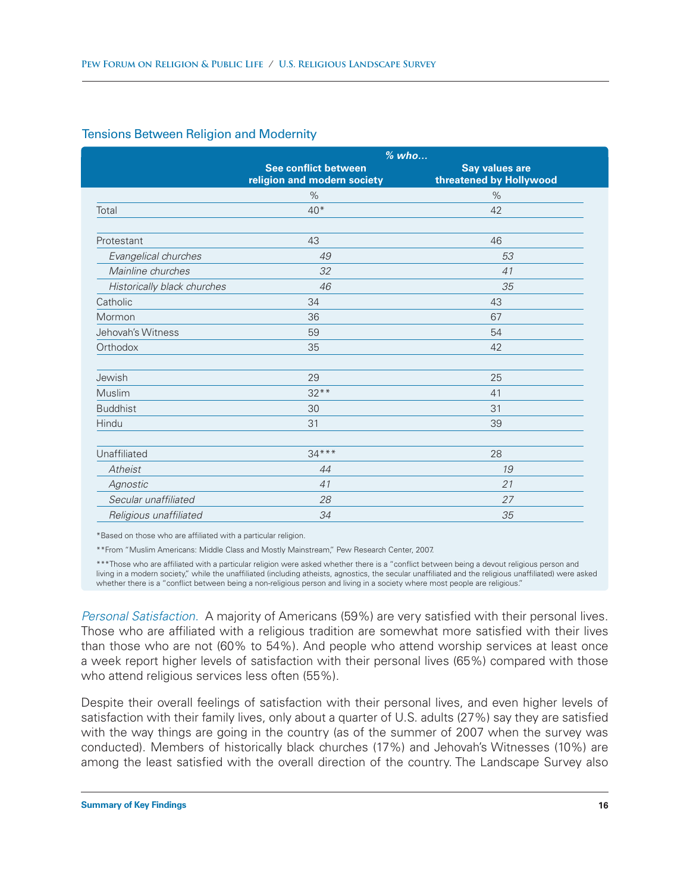### Tensions Between Religion and Modernity

| | % who... | |
|---|---|---|
| | See conflict between religion and modern society | Say values are threatened by Hollywood |
| | % | % |
| Total | 40* | 42 |
| | | |
| Protestant | 43 | 46 |
| *Evangelical churches* | *49* | *53* |
| *Mainline churches* | *32* | *41* |
| *Historically black churches* | *46* | *35* |
| Catholic | 34 | 43 |
| Mormon | 36 | 67 |
| Jehovah's Witness | 59 | 54 |
| Orthodox | 35 | 42 |
| | | |
| Jewish | 29 | 25 |
| Muslim | 32** | 41 |
| Buddhist | 30 | 31 |
| Hindu | 31 | 39 |
| | | |
| Unaffiliated | 34*** | 28 |
| *Atheist* | *44* | *19* |
| *Agnostic* | *41* | *21* |
| *Secular unaffiliated* | *28* | *27* |
| *Religious unaffiliated* | *34* | *35* |

*Based on those who are affiliated with a particular religion.

**From "Muslim Americans: Middle Class and Mostly Mainstream," Pew Research Center, 2007.

***Those who are affiliated with a particular religion were asked whether there is a "conflict between being a devout religious person and living in a modern society," while the unaffiliated (including atheists, agnostics, the secular unaffiliated and the religious unaffiliated) were asked whether there is a "conflict between being a non-religious person and living in a society where most people are religious."

*Personal Satisfaction.* A majority of Americans (59%) are very satisfied with their personal lives. Those who are affiliated with a religious tradition are somewhat more satisfied with their lives than those who are not (60% to 54%). And people who attend worship services at least once a week report higher levels of satisfaction with their personal lives (65%) compared with those who attend religious services less often (55%).

Despite their overall feelings of satisfaction with their personal lives, and even higher levels of satisfaction with their family lives, only about a quarter of U.S. adults (27%) say they are satisfied with the way things are going in the country (as of the summer of 2007 when the survey was conducted). Members of historically black churches (17%) and Jehovah's Witnesses (10%) are among the least satisfied with the overall direction of the country. The Landscape Survey also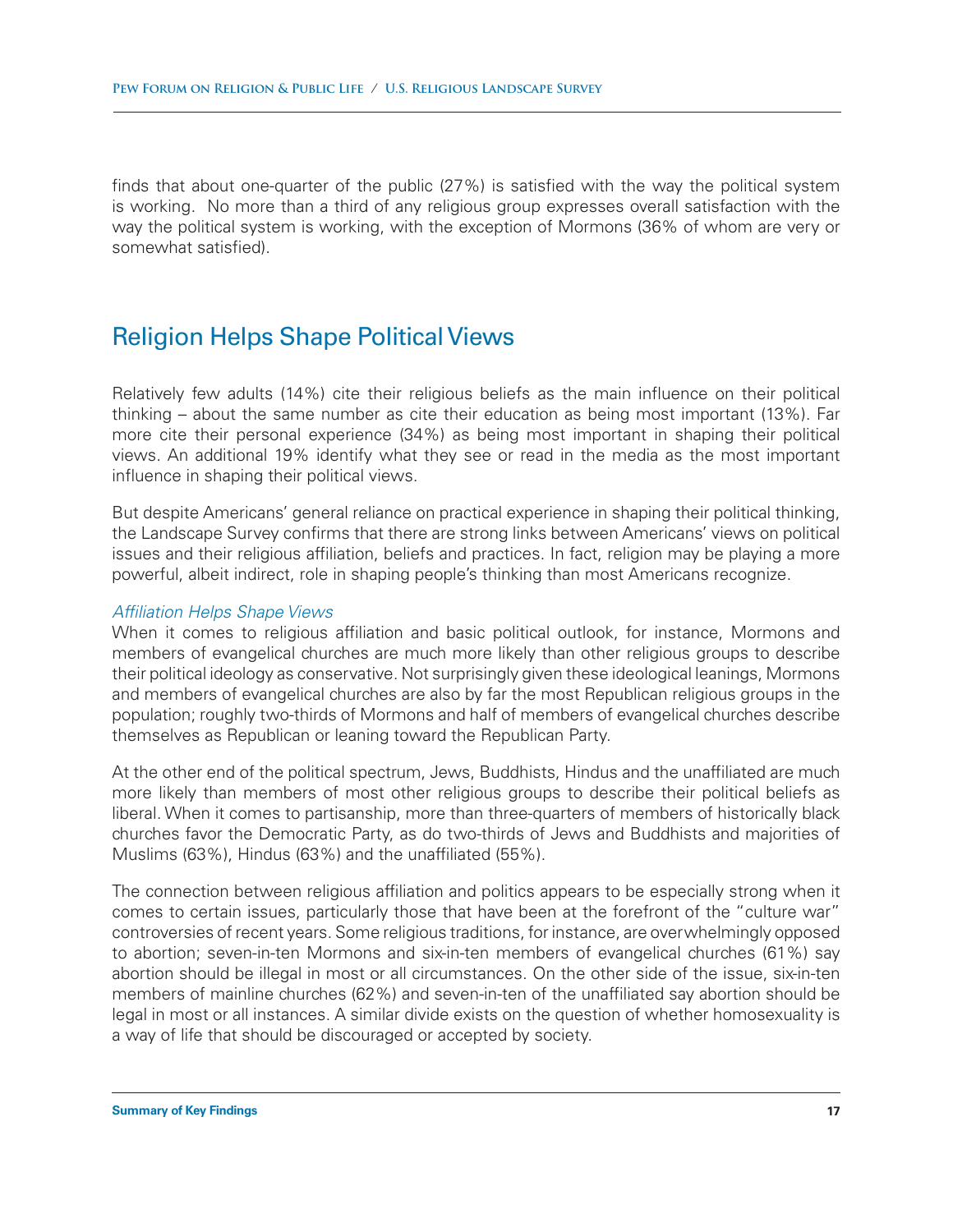finds that about one-quarter of the public (27%) is satisfied with the way the political system is working. No more than a third of any religious group expresses overall satisfaction with the way the political system is working, with the exception of Mormons (36% of whom are very or somewhat satisfied).

## Religion Helps Shape Political Views

Relatively few adults (14%) cite their religious beliefs as the main influence on their political thinking – about the same number as cite their education as being most important (13%). Far more cite their personal experience (34%) as being most important in shaping their political views. An additional 19% identify what they see or read in the media as the most important influence in shaping their political views.

But despite Americans' general reliance on practical experience in shaping their political thinking, the Landscape Survey confirms that there are strong links between Americans' views on political issues and their religious affiliation, beliefs and practices. In fact, religion may be playing a more powerful, albeit indirect, role in shaping people's thinking than most Americans recognize.

### *Affiliation Helps Shape Views*

When it comes to religious affiliation and basic political outlook, for instance, Mormons and members of evangelical churches are much more likely than other religious groups to describe their political ideology as conservative. Not surprisingly given these ideological leanings, Mormons and members of evangelical churches are also by far the most Republican religious groups in the population; roughly two-thirds of Mormons and half of members of evangelical churches describe themselves as Republican or leaning toward the Republican Party.

At the other end of the political spectrum, Jews, Buddhists, Hindus and the unaffiliated are much more likely than members of most other religious groups to describe their political beliefs as liberal. When it comes to partisanship, more than three-quarters of members of historically black churches favor the Democratic Party, as do two-thirds of Jews and Buddhists and majorities of Muslims (63%), Hindus (63%) and the unaffiliated (55%).

The connection between religious affiliation and politics appears to be especially strong when it comes to certain issues, particularly those that have been at the forefront of the "culture war" controversies of recent years. Some religious traditions, for instance, are overwhelmingly opposed to abortion; seven-in-ten Mormons and six-in-ten members of evangelical churches (61%) say abortion should be illegal in most or all circumstances. On the other side of the issue, six-in-ten members of mainline churches (62%) and seven-in-ten of the unaffiliated say abortion should be legal in most or all instances. A similar divide exists on the question of whether homosexuality is a way of life that should be discouraged or accepted by society.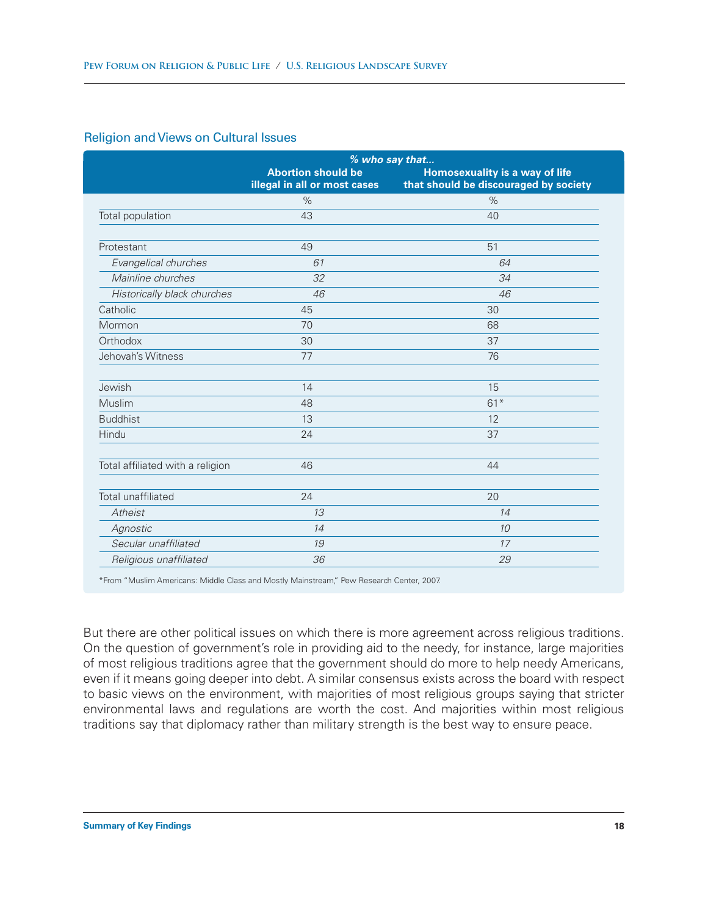## Religion and Views on Cultural Issues

| | *% who say that...* | |
|---|---|---|
| | **Abortion should be illegal in all or most cases** | **Homosexuality is a way of life that should be discouraged by society** |
| | % | % |
| Total population | 43 | 40 |
| | | |
| Protestant | 49 | 51 |
| *Evangelical churches* | *61* | *64* |
| *Mainline churches* | *32* | *34* |
| *Historically black churches* | *46* | *46* |
| Catholic | 45 | 30 |
| Mormon | 70 | 68 |
| Orthodox | 30 | 37 |
| Jehovah's Witness | 77 | 76 |
| | | |
| Jewish | 14 | 15 |
| Muslim | 48 | 61* |
| Buddhist | 13 | 12 |
| Hindu | 24 | 37 |
| | | |
| Total affiliated with a religion | 46 | 44 |
| | | |
| Total unaffiliated | 24 | 20 |
| *Atheist* | *13* | *14* |
| *Agnostic* | *14* | *10* |
| *Secular unaffiliated* | *19* | *17* |
| *Religious unaffiliated* | *36* | *29* |

*From "Muslim Americans: Middle Class and Mostly Mainstream," Pew Research Center, 2007.

But there are other political issues on which there is more agreement across religious traditions. On the question of government's role in providing aid to the needy, for instance, large majorities of most religious traditions agree that the government should do more to help needy Americans, even if it means going deeper into debt. A similar consensus exists across the board with respect to basic views on the environment, with majorities of most religious groups saying that stricter environmental laws and regulations are worth the cost. And majorities within most religious traditions say that diplomacy rather than military strength is the best way to ensure peace.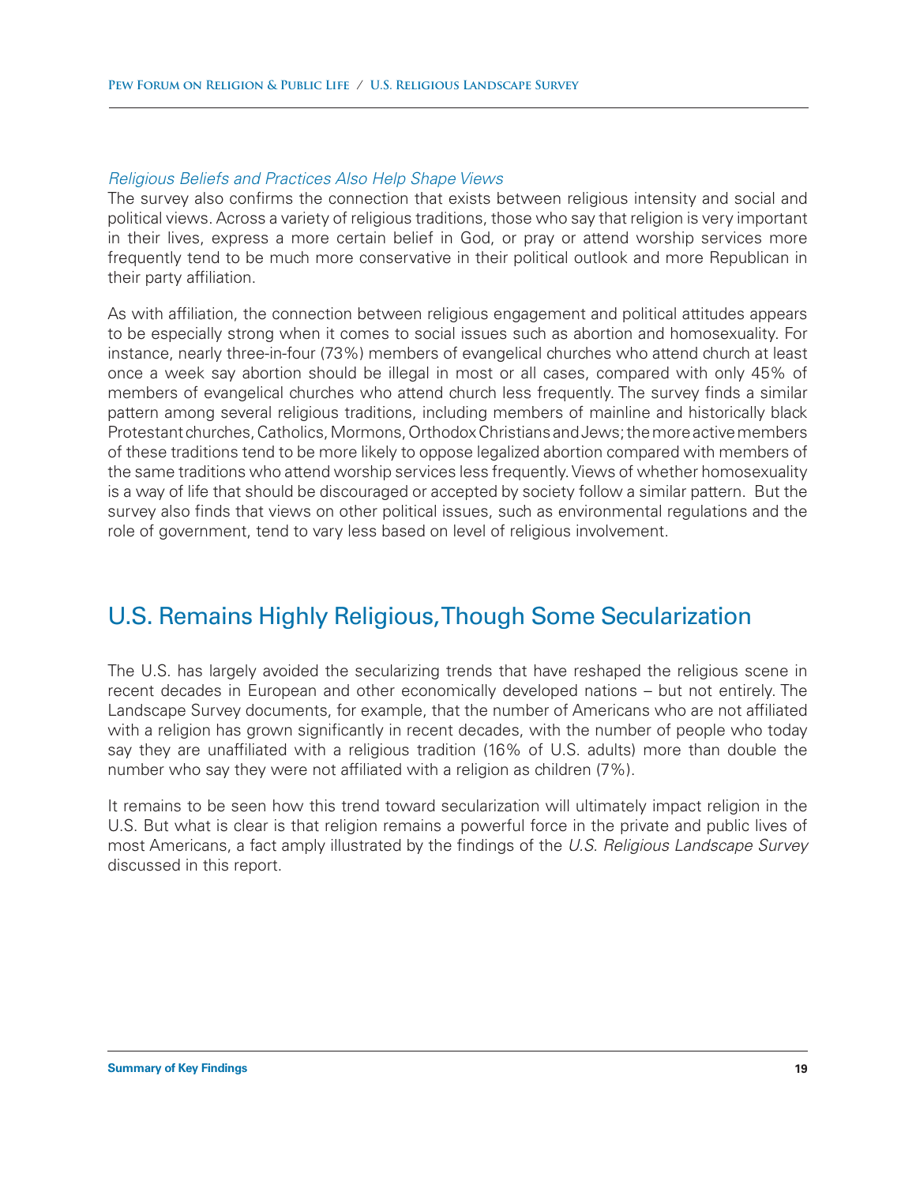### *Religious Beliefs and Practices Also Help Shape Views*

The survey also confirms the connection that exists between religious intensity and social and political views. Across a variety of religious traditions, those who say that religion is very important in their lives, express a more certain belief in God, or pray or attend worship services more frequently tend to be much more conservative in their political outlook and more Republican in their party affiliation.

As with affiliation, the connection between religious engagement and political attitudes appears to be especially strong when it comes to social issues such as abortion and homosexuality. For instance, nearly three-in-four (73%) members of evangelical churches who attend church at least once a week say abortion should be illegal in most or all cases, compared with only 45% of members of evangelical churches who attend church less frequently. The survey finds a similar pattern among several religious traditions, including members of mainline and historically black Protestant churches, Catholics, Mormons, Orthodox Christians and Jews; the more active members of these traditions tend to be more likely to oppose legalized abortion compared with members of the same traditions who attend worship services less frequently. Views of whether homosexuality is a way of life that should be discouraged or accepted by society follow a similar pattern. But the survey also finds that views on other political issues, such as environmental regulations and the role of government, tend to vary less based on level of religious involvement.

## U.S. Remains Highly Religious, Though Some Secularization

The U.S. has largely avoided the secularizing trends that have reshaped the religious scene in recent decades in European and other economically developed nations – but not entirely. The Landscape Survey documents, for example, that the number of Americans who are not affiliated with a religion has grown significantly in recent decades, with the number of people who today say they are unaffiliated with a religious tradition (16% of U.S. adults) more than double the number who say they were not affiliated with a religion as children (7%).

It remains to be seen how this trend toward secularization will ultimately impact religion in the U.S. But what is clear is that religion remains a powerful force in the private and public lives of most Americans, a fact amply illustrated by the findings of the *U.S. Religious Landscape Survey* discussed in this report.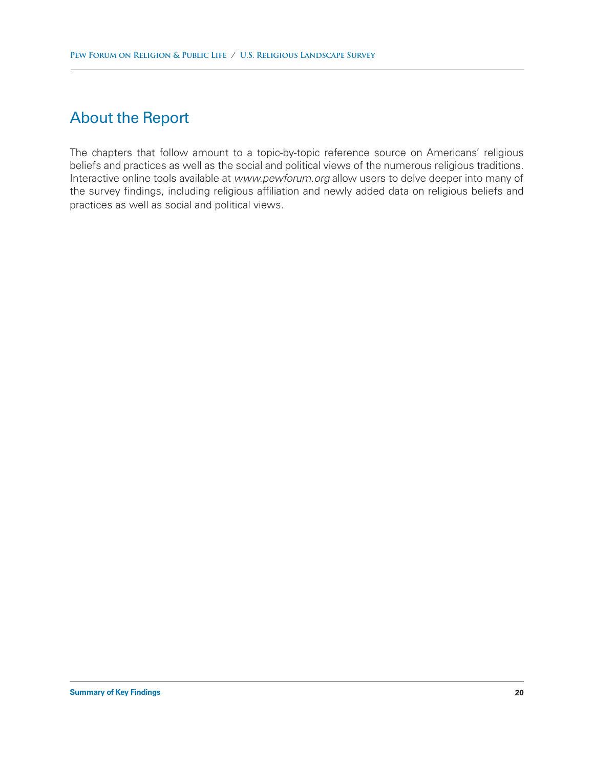## About the Report

The chapters that follow amount to a topic-by-topic reference source on Americans' religious beliefs and practices as well as the social and political views of the numerous religious traditions. Interactive online tools available at *www.pewforum.org* allow users to delve deeper into many of the survey findings, including religious affiliation and newly added data on religious beliefs and practices as well as social and political views.